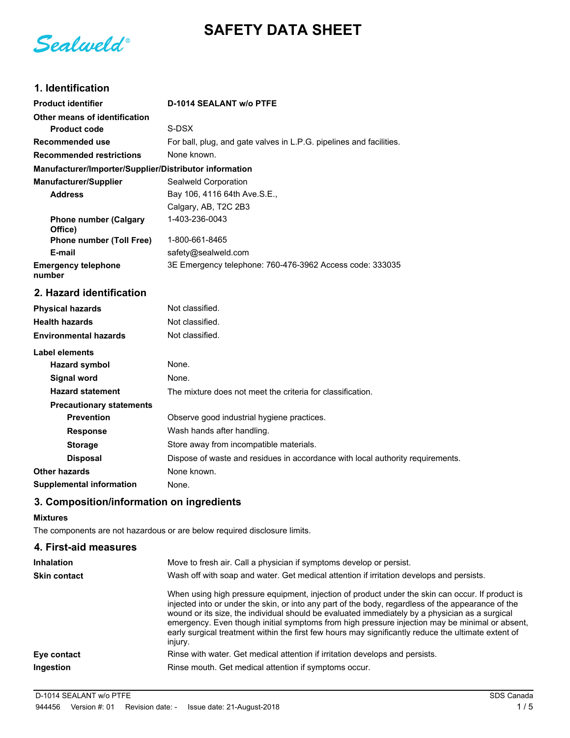Sealweld®

# SAFETY DATA SHEET

## 1. Identification

| | |
|---|---|
| **Product identifier** | **D-1014 SEALANT w/o PTFE** |
| **Other means of identification** | |
| **Product code** | S-DSX |
| **Recommended use** | For ball, plug, and gate valves in L.P.G. pipelines and facilities. |
| **Recommended restrictions** | None known. |

**Manufacturer/Importer/Supplier/Distributor information**

| | |
|---|---|
| **Manufacturer/Supplier** | Sealweld Corporation |
| **Address** | Bay 106, 4116 64th Ave.S.E., Calgary, AB, T2C 2B3 |
| **Phone number (Calgary Office)** | 1-403-236-0043 |
| **Phone number (Toll Free)** | 1-800-661-8465 |
| **E-mail** | safety@sealweld.com |
| **Emergency telephone number** | 3E Emergency telephone: 760-476-3962 Access code: 333035 |

## 2. Hazard identification

| | |
|---|---|
| **Physical hazards** | Not classified. |
| **Health hazards** | Not classified. |
| **Environmental hazards** | Not classified. |

**Label elements**

| | |
|---|---|
| **Hazard symbol** | None. |
| **Signal word** | None. |
| **Hazard statement** | The mixture does not meet the criteria for classification. |
| **Precautionary statements** | |
| **Prevention** | Observe good industrial hygiene practices. |
| **Response** | Wash hands after handling. |
| **Storage** | Store away from incompatible materials. |
| **Disposal** | Dispose of waste and residues in accordance with local authority requirements. |
| **Other hazards** | None known. |
| **Supplemental information** | None. |

## 3. Composition/information on ingredients

**Mixtures**

The components are not hazardous or are below required disclosure limits.

## 4. First-aid measures

| | |
|---|---|
| **Inhalation** | Move to fresh air. Call a physician if symptoms develop or persist. |
| **Skin contact** | Wash off with soap and water. Get medical attention if irritation develops and persists. |
| | When using high pressure equipment, injection of product under the skin can occur. If product is injected into or under the skin, or into any part of the body, regardless of the appearance of the wound or its size, the individual should be evaluated immediately by a physician as a surgical emergency. Even though initial symptoms from high pressure injection may be minimal or absent, early surgical treatment within the first few hours may significantly reduce the ultimate extent of injury. |
| **Eye contact** | Rinse with water. Get medical attention if irritation develops and persists. |
| **Ingestion** | Rinse mouth. Get medical attention if symptoms occur. |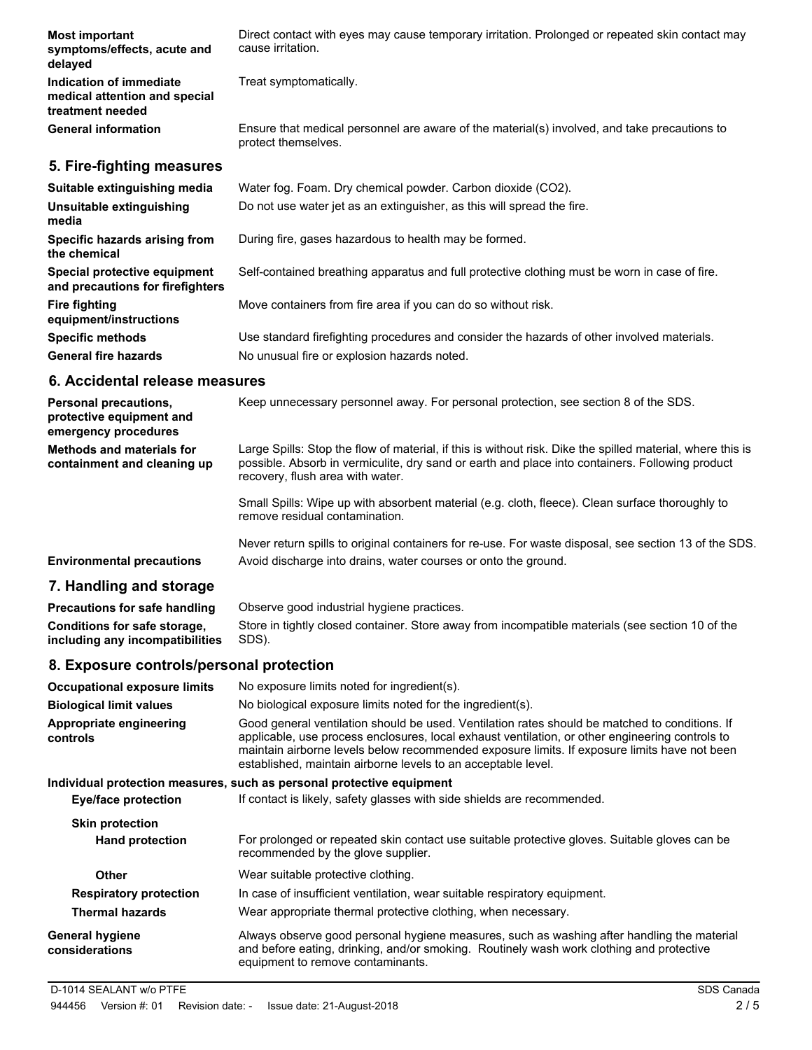| | |
|---|---|
| **Most important symptoms/effects, acute and delayed** | Direct contact with eyes may cause temporary irritation. Prolonged or repeated skin contact may cause irritation. |
| **Indication of immediate medical attention and special treatment needed** | Treat symptomatically. |
| **General information** | Ensure that medical personnel are aware of the material(s) involved, and take precautions to protect themselves. |

## 5. Fire-fighting measures

| | |
|---|---|
| **Suitable extinguishing media** | Water fog. Foam. Dry chemical powder. Carbon dioxide ($CO_2$). |
| **Unsuitable extinguishing media** | Do not use water jet as an extinguisher, as this will spread the fire. |
| **Specific hazards arising from the chemical** | During fire, gases hazardous to health may be formed. |
| **Special protective equipment and precautions for firefighters** | Self-contained breathing apparatus and full protective clothing must be worn in case of fire. |
| **Fire fighting equipment/instructions** | Move containers from fire area if you can do so without risk. |
| **Specific methods** | Use standard firefighting procedures and consider the hazards of other involved materials. |
| **General fire hazards** | No unusual fire or explosion hazards noted. |

## 6. Accidental release measures

| | |
|---|---|
| **Personal precautions, protective equipment and emergency procedures** | Keep unnecessary personnel away. For personal protection, see section 8 of the SDS. |
| **Methods and materials for containment and cleaning up** | Large Spills: Stop the flow of material, if this is without risk. Dike the spilled material, where this is possible. Absorb in vermiculite, dry sand or earth and place into containers. Following product recovery, flush area with water.<br><br>Small Spills: Wipe up with absorbent material (e.g. cloth, fleece). Clean surface thoroughly to remove residual contamination.<br><br>Never return spills to original containers for re-use. For waste disposal, see section 13 of the SDS. |
| **Environmental precautions** | Avoid discharge into drains, water courses or onto the ground. |

## 7. Handling and storage

| | |
|---|---|
| **Precautions for safe handling** | Observe good industrial hygiene practices. |
| **Conditions for safe storage, including any incompatibilities** | Store in tightly closed container. Store away from incompatible materials (see section 10 of the SDS). |

## 8. Exposure controls/personal protection

| | |
|---|---|
| **Occupational exposure limits** | No exposure limits noted for ingredient(s). |
| **Biological limit values** | No biological exposure limits noted for the ingredient(s). |
| **Appropriate engineering controls** | Good general ventilation should be used. Ventilation rates should be matched to conditions. If applicable, use process enclosures, local exhaust ventilation, or other engineering controls to maintain airborne levels below recommended exposure limits. If exposure limits have not been established, maintain airborne levels to an acceptable level. |

**Individual protection measures, such as personal protective equipment**

| | |
|---|---|
| **Eye/face protection** | If contact is likely, safety glasses with side shields are recommended. |
| **Skin protection** | |
| **Hand protection** | For prolonged or repeated skin contact use suitable protective gloves. Suitable gloves can be recommended by the glove supplier. |
| **Other** | Wear suitable protective clothing. |
| **Respiratory protection** | In case of insufficient ventilation, wear suitable respiratory equipment. |
| **Thermal hazards** | Wear appropriate thermal protective clothing, when necessary. |
| **General hygiene considerations** | Always observe good personal hygiene measures, such as washing after handling the material and before eating, drinking, and/or smoking. Routinely wash work clothing and protective equipment to remove contaminants. |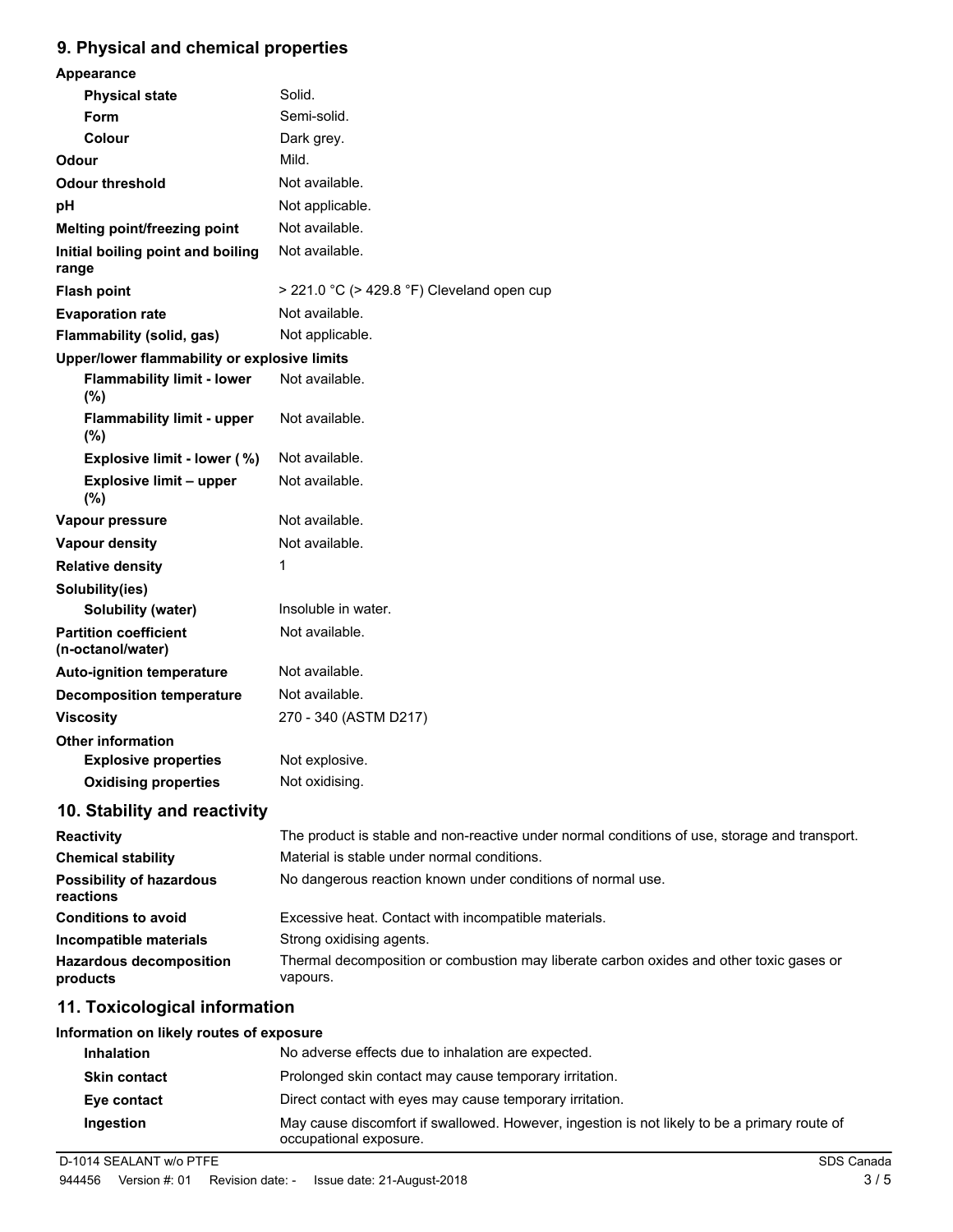## 9. Physical and chemical properties

**Appearance**

| | |
|---|---|
| **Physical state** | Solid. |
| **Form** | Semi-solid. |
| **Colour** | Dark grey. |
| **Odour** | Mild. |
| **Odour threshold** | Not available. |
| **pH** | Not applicable. |
| **Melting point/freezing point** | Not available. |
| **Initial boiling point and boiling range** | Not available. |
| **Flash point** | > 221.0 °C (> 429.8 °F) Cleveland open cup |
| **Evaporation rate** | Not available. |
| **Flammability (solid, gas)** | Not applicable. |

**Upper/lower flammability or explosive limits**

| | |
|---|---|
| **Flammability limit - lower (%)** | Not available. |
| **Flammability limit - upper (%)** | Not available. |
| **Explosive limit - lower ( %)** | Not available. |
| **Explosive limit – upper (%)** | Not available. |
| **Vapour pressure** | Not available. |
| **Vapour density** | Not available. |
| **Relative density** | 1 |

**Solubility(ies)**

| | |
|---|---|
| **Solubility (water)** | Insoluble in water. |
| **Partition coefficient (n-octanol/water)** | Not available. |
| **Auto-ignition temperature** | Not available. |
| **Decomposition temperature** | Not available. |
| **Viscosity** | 270 - 340 (ASTM D217) |

**Other information**

| | |
|---|---|
| **Explosive properties** | Not explosive. |
| **Oxidising properties** | Not oxidising. |

## 10. Stability and reactivity

| | |
|---|---|
| **Reactivity** | The product is stable and non-reactive under normal conditions of use, storage and transport. |
| **Chemical stability** | Material is stable under normal conditions. |
| **Possibility of hazardous reactions** | No dangerous reaction known under conditions of normal use. |
| **Conditions to avoid** | Excessive heat. Contact with incompatible materials. |
| **Incompatible materials** | Strong oxidising agents. |
| **Hazardous decomposition products** | Thermal decomposition or combustion may liberate carbon oxides and other toxic gases or vapours. |

## 11. Toxicological information

**Information on likely routes of exposure**

| | |
|---|---|
| **Inhalation** | No adverse effects due to inhalation are expected. |
| **Skin contact** | Prolonged skin contact may cause temporary irritation. |
| **Eye contact** | Direct contact with eyes may cause temporary irritation. |
| **Ingestion** | May cause discomfort if swallowed. However, ingestion is not likely to be a primary route of occupational exposure. |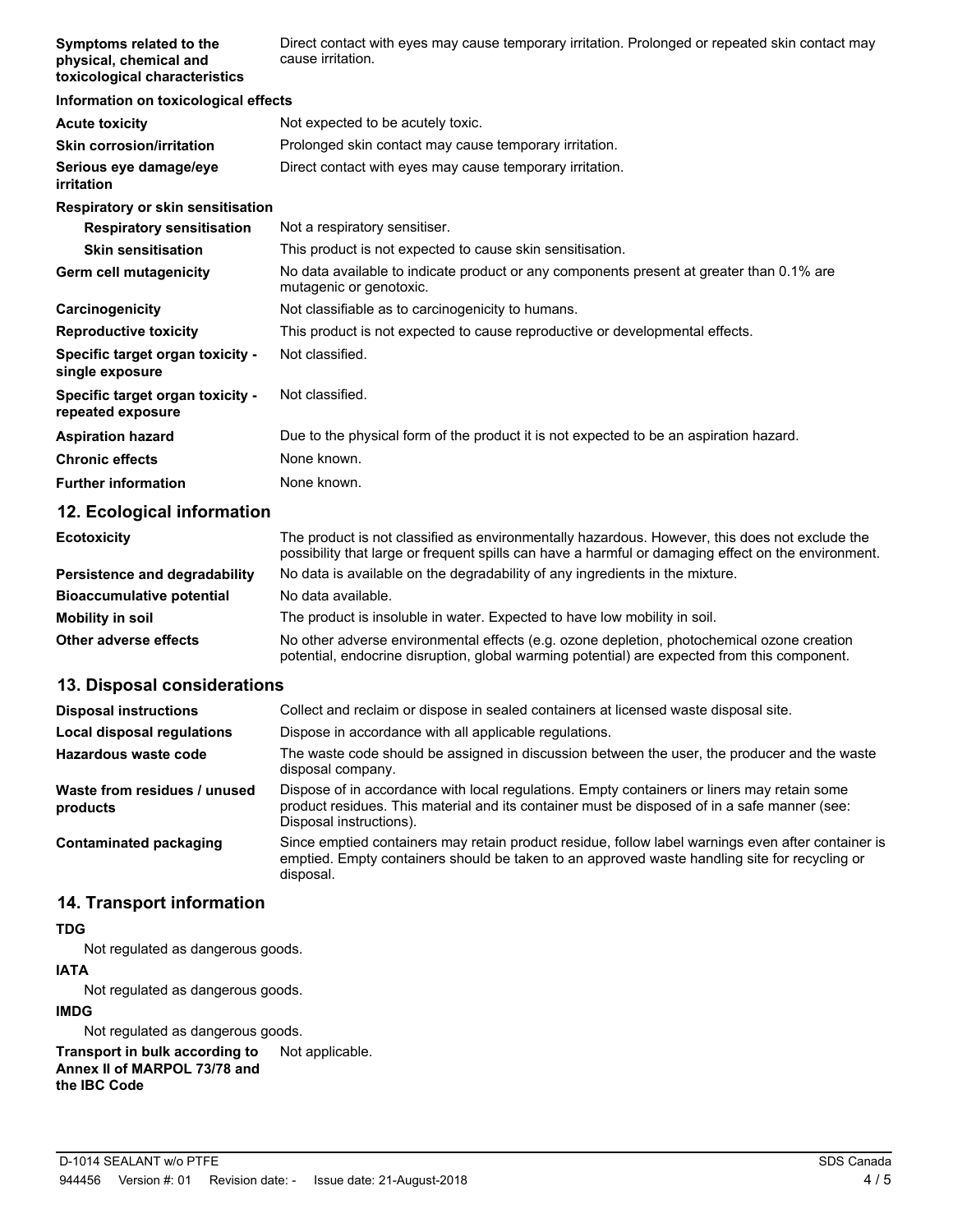| | |
|---|---|
| **Symptoms related to the physical, chemical and toxicological characteristics** | Direct contact with eyes may cause temporary irritation. Prolonged or repeated skin contact may cause irritation. |

**Information on toxicological effects**

| | |
|---|---|
| **Acute toxicity** | Not expected to be acutely toxic. |
| **Skin corrosion/irritation** | Prolonged skin contact may cause temporary irritation. |
| **Serious eye damage/eye irritation** | Direct contact with eyes may cause temporary irritation. |
| **Respiratory or skin sensitisation** | |
| **Respiratory sensitisation** | Not a respiratory sensitiser. |
| **Skin sensitisation** | This product is not expected to cause skin sensitisation. |
| **Germ cell mutagenicity** | No data available to indicate product or any components present at greater than 0.1% are mutagenic or genotoxic. |
| **Carcinogenicity** | Not classifiable as to carcinogenicity to humans. |
| **Reproductive toxicity** | This product is not expected to cause reproductive or developmental effects. |
| **Specific target organ toxicity - single exposure** | Not classified. |
| **Specific target organ toxicity - repeated exposure** | Not classified. |
| **Aspiration hazard** | Due to the physical form of the product it is not expected to be an aspiration hazard. |
| **Chronic effects** | None known. |
| **Further information** | None known. |

## 12. Ecological information

| | |
|---|---|
| **Ecotoxicity** | The product is not classified as environmentally hazardous. However, this does not exclude the possibility that large or frequent spills can have a harmful or damaging effect on the environment. |
| **Persistence and degradability** | No data is available on the degradability of any ingredients in the mixture. |
| **Bioaccumulative potential** | No data available. |
| **Mobility in soil** | The product is insoluble in water. Expected to have low mobility in soil. |
| **Other adverse effects** | No other adverse environmental effects (e.g. ozone depletion, photochemical ozone creation potential, endocrine disruption, global warming potential) are expected from this component. |

## 13. Disposal considerations

| | |
|---|---|
| **Disposal instructions** | Collect and reclaim or dispose in sealed containers at licensed waste disposal site. |
| **Local disposal regulations** | Dispose in accordance with all applicable regulations. |
| **Hazardous waste code** | The waste code should be assigned in discussion between the user, the producer and the waste disposal company. |
| **Waste from residues / unused products** | Dispose of in accordance with local regulations. Empty containers or liners may retain some product residues. This material and its container must be disposed of in a safe manner (see: Disposal instructions). |
| **Contaminated packaging** | Since emptied containers may retain product residue, follow label warnings even after container is emptied. Empty containers should be taken to an approved waste handling site for recycling or disposal. |

## 14. Transport information

**TDG**

Not regulated as dangerous goods.

**IATA**

Not regulated as dangerous goods.

**IMDG**

Not regulated as dangerous goods.

| | |
|---|---|
| **Transport in bulk according to Annex II of MARPOL 73/78 and the IBC Code** | Not applicable. |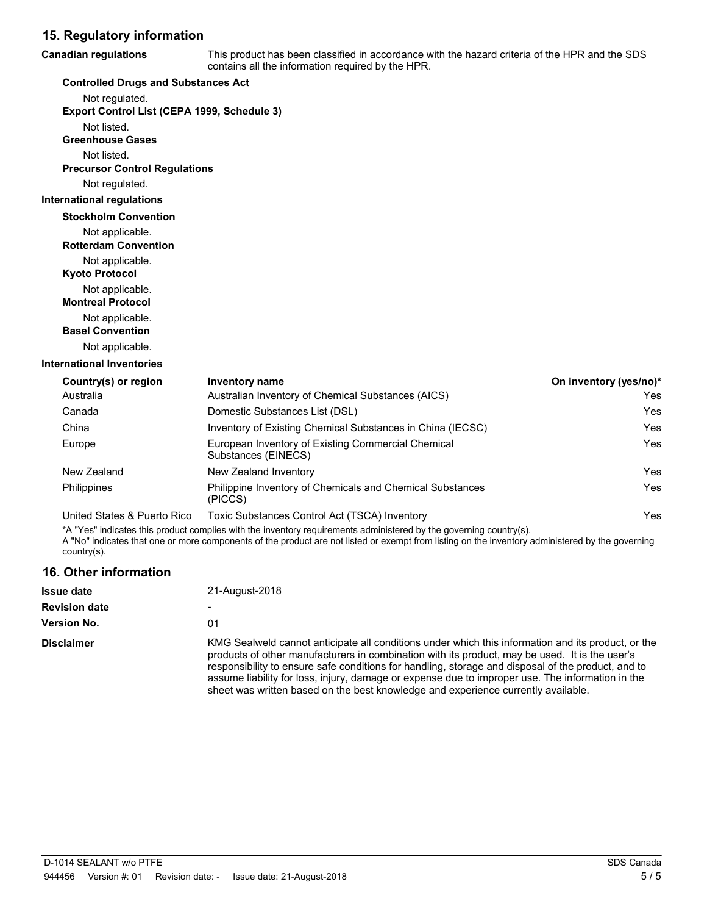## 15. Regulatory information

**Canadian regulations**

This product has been classified in accordance with the hazard criteria of the HPR and the SDS contains all the information required by the HPR.

**Controlled Drugs and Substances Act**

Not regulated.

**Export Control List (CEPA 1999, Schedule 3)**

Not listed.

**Greenhouse Gases**

Not listed.

**Precursor Control Regulations**

Not regulated.

**International regulations**

**Stockholm Convention**

Not applicable.

**Rotterdam Convention**

Not applicable.

**Kyoto Protocol**

Not applicable.

**Montreal Protocol**

Not applicable.

**Basel Convention**

Not applicable.

**International Inventories**

| Country(s) or region | Inventory name | On inventory (yes/no)* |
|---|---|---|
| Australia | Australian Inventory of Chemical Substances (AICS) | Yes |
| Canada | Domestic Substances List (DSL) | Yes |
| China | Inventory of Existing Chemical Substances in China (IECSC) | Yes |
| Europe | European Inventory of Existing Commercial Chemical Substances (EINECS) | Yes |
| New Zealand | New Zealand Inventory | Yes |
| Philippines | Philippine Inventory of Chemicals and Chemical Substances (PICCS) | Yes |
| United States & Puerto Rico | Toxic Substances Control Act (TSCA) Inventory | Yes |

*A "Yes" indicates this product complies with the inventory requirements administered by the governing country(s).
A "No" indicates that one or more components of the product are not listed or exempt from listing on the inventory administered by the governing country(s).

## 16. Other information

**Issue date** 21-August-2018

**Revision date** -

**Version No.** 01

**Disclaimer**

KMG Sealweld cannot anticipate all conditions under which this information and its product, or the products of other manufacturers in combination with its product, may be used. It is the user's responsibility to ensure safe conditions for handling, storage and disposal of the product, and to assume liability for loss, injury, damage or expense due to improper use. The information in the sheet was written based on the best knowledge and experience currently available.